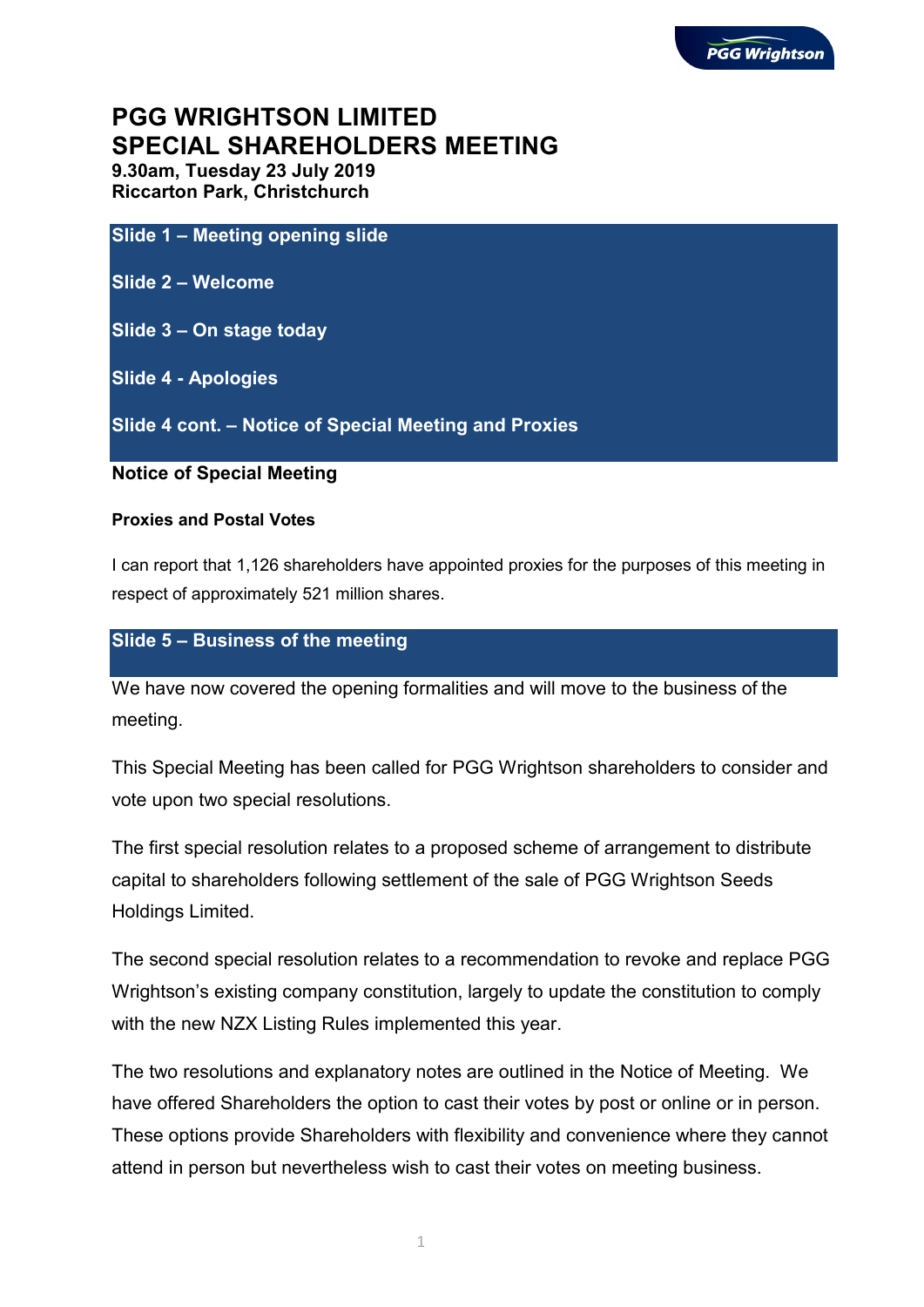# PGG WRIGHTSON LIMITED
# SPECIAL SHAREHOLDERS MEETING

**9.30am, Tuesday 23 July 2019**
**Riccarton Park, Christchurch**

## Slide 1 – Meeting opening slide

## Slide 2 – Welcome

## Slide 3 – On stage today

## Slide 4 - Apologies

## Slide 4 cont. – Notice of Special Meeting and Proxies

**Notice of Special Meeting**

**Proxies and Postal Votes**

I can report that 1,126 shareholders have appointed proxies for the purposes of this meeting in respect of approximately 521 million shares.

## Slide 5 – Business of the meeting

We have now covered the opening formalities and will move to the business of the meeting.

This Special Meeting has been called for PGG Wrightson shareholders to consider and vote upon two special resolutions.

The first special resolution relates to a proposed scheme of arrangement to distribute capital to shareholders following settlement of the sale of PGG Wrightson Seeds Holdings Limited.

The second special resolution relates to a recommendation to revoke and replace PGG Wrightson's existing company constitution, largely to update the constitution to comply with the new NZX Listing Rules implemented this year.

The two resolutions and explanatory notes are outlined in the Notice of Meeting. We have offered Shareholders the option to cast their votes by post or online or in person. These options provide Shareholders with flexibility and convenience where they cannot attend in person but nevertheless wish to cast their votes on meeting business.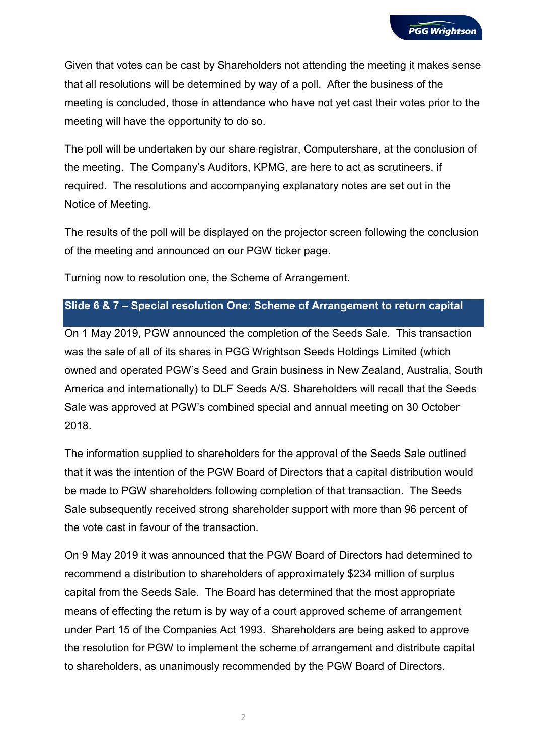Given that votes can be cast by Shareholders not attending the meeting it makes sense that all resolutions will be determined by way of a poll. After the business of the meeting is concluded, those in attendance who have not yet cast their votes prior to the meeting will have the opportunity to do so.

The poll will be undertaken by our share registrar, Computershare, at the conclusion of the meeting. The Company's Auditors, KPMG, are here to act as scrutineers, if required. The resolutions and accompanying explanatory notes are set out in the Notice of Meeting.

The results of the poll will be displayed on the projector screen following the conclusion of the meeting and announced on our PGW ticker page.

Turning now to resolution one, the Scheme of Arrangement.

## Slide 6 & 7 – Special resolution One: Scheme of Arrangement to return capital

On 1 May 2019, PGW announced the completion of the Seeds Sale. This transaction was the sale of all of its shares in PGG Wrightson Seeds Holdings Limited (which owned and operated PGW's Seed and Grain business in New Zealand, Australia, South America and internationally) to DLF Seeds A/S. Shareholders will recall that the Seeds Sale was approved at PGW's combined special and annual meeting on 30 October 2018.

The information supplied to shareholders for the approval of the Seeds Sale outlined that it was the intention of the PGW Board of Directors that a capital distribution would be made to PGW shareholders following completion of that transaction. The Seeds Sale subsequently received strong shareholder support with more than 96 percent of the vote cast in favour of the transaction.

On 9 May 2019 it was announced that the PGW Board of Directors had determined to recommend a distribution to shareholders of approximately $234 million of surplus capital from the Seeds Sale. The Board has determined that the most appropriate means of effecting the return is by way of a court approved scheme of arrangement under Part 15 of the Companies Act 1993. Shareholders are being asked to approve the resolution for PGW to implement the scheme of arrangement and distribute capital to shareholders, as unanimously recommended by the PGW Board of Directors.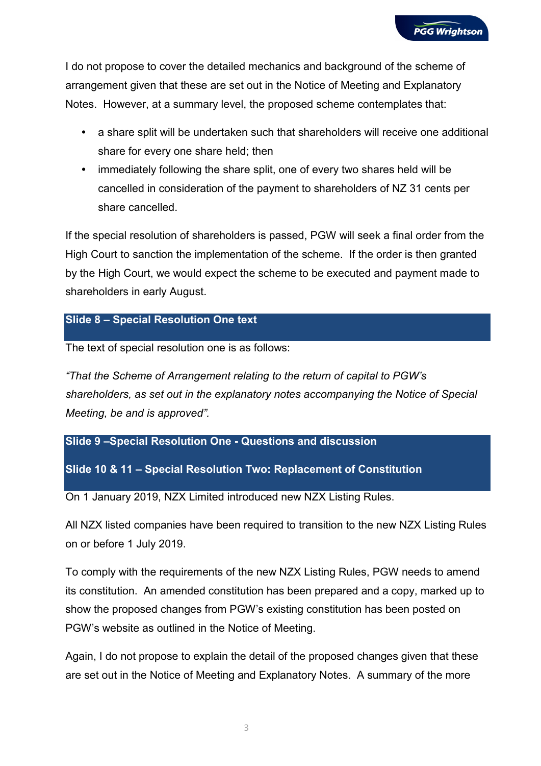I do not propose to cover the detailed mechanics and background of the scheme of arrangement given that these are set out in the Notice of Meeting and Explanatory Notes. However, at a summary level, the proposed scheme contemplates that:

- a share split will be undertaken such that shareholders will receive one additional share for every one share held; then
- immediately following the share split, one of every two shares held will be cancelled in consideration of the payment to shareholders of NZ 31 cents per share cancelled.

If the special resolution of shareholders is passed, PGW will seek a final order from the High Court to sanction the implementation of the scheme. If the order is then granted by the High Court, we would expect the scheme to be executed and payment made to shareholders in early August.

## Slide 8 – Special Resolution One text

The text of special resolution one is as follows:

*"That the Scheme of Arrangement relating to the return of capital to PGW's shareholders, as set out in the explanatory notes accompanying the Notice of Special Meeting, be and is approved".*

## Slide 9 –Special Resolution One - Questions and discussion

## Slide 10 & 11 – Special Resolution Two: Replacement of Constitution

On 1 January 2019, NZX Limited introduced new NZX Listing Rules.

All NZX listed companies have been required to transition to the new NZX Listing Rules on or before 1 July 2019.

To comply with the requirements of the new NZX Listing Rules, PGW needs to amend its constitution. An amended constitution has been prepared and a copy, marked up to show the proposed changes from PGW's existing constitution has been posted on PGW's website as outlined in the Notice of Meeting.

Again, I do not propose to explain the detail of the proposed changes given that these are set out in the Notice of Meeting and Explanatory Notes. A summary of the more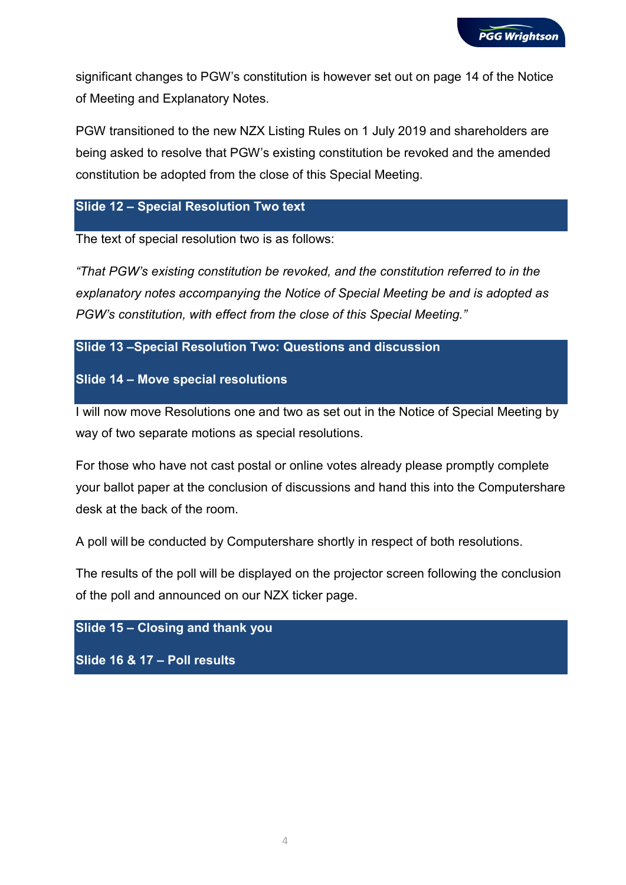significant changes to PGW's constitution is however set out on page 14 of the Notice of Meeting and Explanatory Notes.

PGW transitioned to the new NZX Listing Rules on 1 July 2019 and shareholders are being asked to resolve that PGW's existing constitution be revoked and the amended constitution be adopted from the close of this Special Meeting.

## Slide 12 – Special Resolution Two text

The text of special resolution two is as follows:

*"That PGW's existing constitution be revoked, and the constitution referred to in the explanatory notes accompanying the Notice of Special Meeting be and is adopted as PGW's constitution, with effect from the close of this Special Meeting."*

## Slide 13 –Special Resolution Two: Questions and discussion

## Slide 14 – Move special resolutions

I will now move Resolutions one and two as set out in the Notice of Special Meeting by way of two separate motions as special resolutions.

For those who have not cast postal or online votes already please promptly complete your ballot paper at the conclusion of discussions and hand this into the Computershare desk at the back of the room.

A poll will be conducted by Computershare shortly in respect of both resolutions.

The results of the poll will be displayed on the projector screen following the conclusion of the poll and announced on our NZX ticker page.

## Slide 15 – Closing and thank you

## Slide 16 & 17 – Poll results